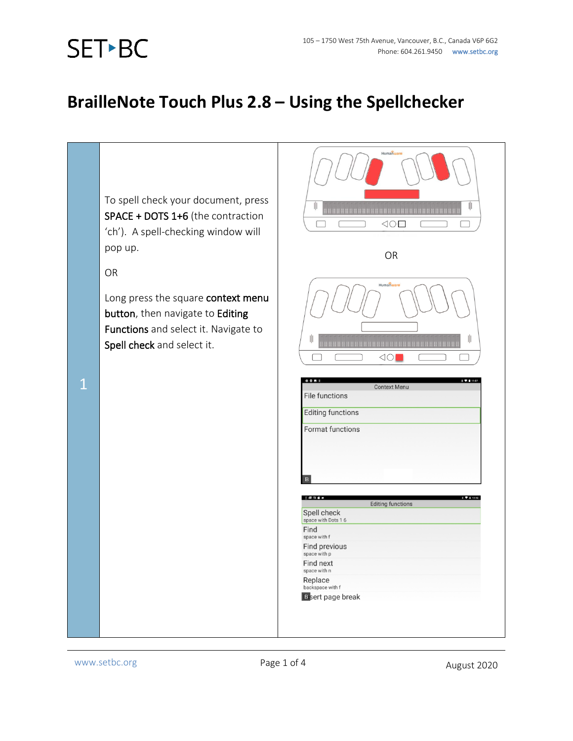# BrailleNote Touch Plus 2.8 – Using the Spellchecker

| | | |
|---|---|---|
| 1 | To spell check your document, press SPACE + DOTS 1+6 (the contraction 'ch'). A spell-checking window will pop up.<br><br>OR<br><br>Long press the square context menu button, then navigate to Editing Functions and select it. Navigate to Spell check and select it. | OR<br><br>Context Menu<br>File functions<br>Editing functions<br>Format functions<br><br>Editing functions<br>Spell check<br>space with Dots 1 6<br>Find<br>space with f<br>Find previous<br>space with p<br>Find next<br>space with n<br>Replace<br>backspace with f<br>Insert page break |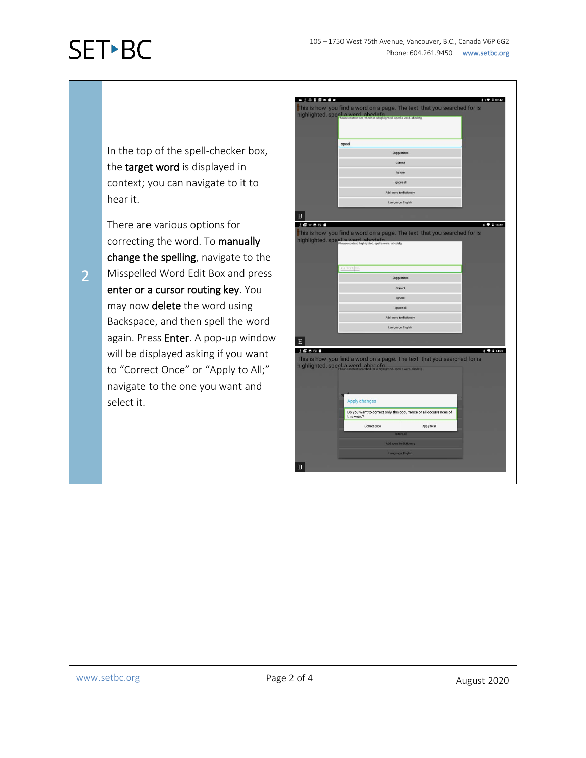| | | |
|---|---|---|
| 2 | In the top of the spell-checker box, the **target word** is displayed in context; you can navigate to it to hear it.<br><br>There are various options for correcting the word. To **manually change the spelling**, navigate to the Misspelled Word Edit Box and press **enter or a cursor routing key**. You may now **delete** the word using Backspace, and then spell the word again. Press **Enter**. A pop-up window will be displayed asking if you want to "Correct Once" or "Apply to All;" navigate to the one you want and select it. | |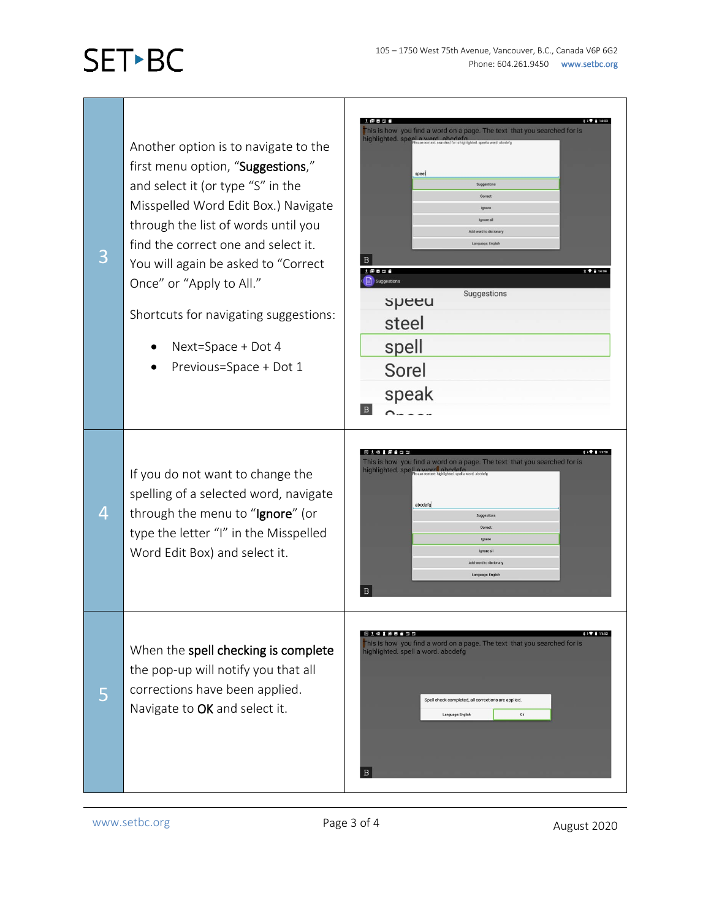| | | |
|---|---|---|
| 3 | Another option is to navigate to the first menu option, "**Suggestions**," and select it (or type "S" in the Misspelled Word Edit Box.) Navigate through the list of words until you find the correct one and select it. You will again be asked to "Correct Once" or "Apply to All."<br><br>Shortcuts for navigating suggestions:<br><br>• Next=Space + Dot 4<br>• Previous=Space + Dot 1 | |
| 4 | If you do not want to change the spelling of a selected word, navigate through the menu to "**Ignore**" (or type the letter "I" in the Misspelled Word Edit Box) and select it. | |
| 5 | When the **spell checking is complete** the pop-up will notify you that all corrections have been applied. Navigate to **OK** and select it. | |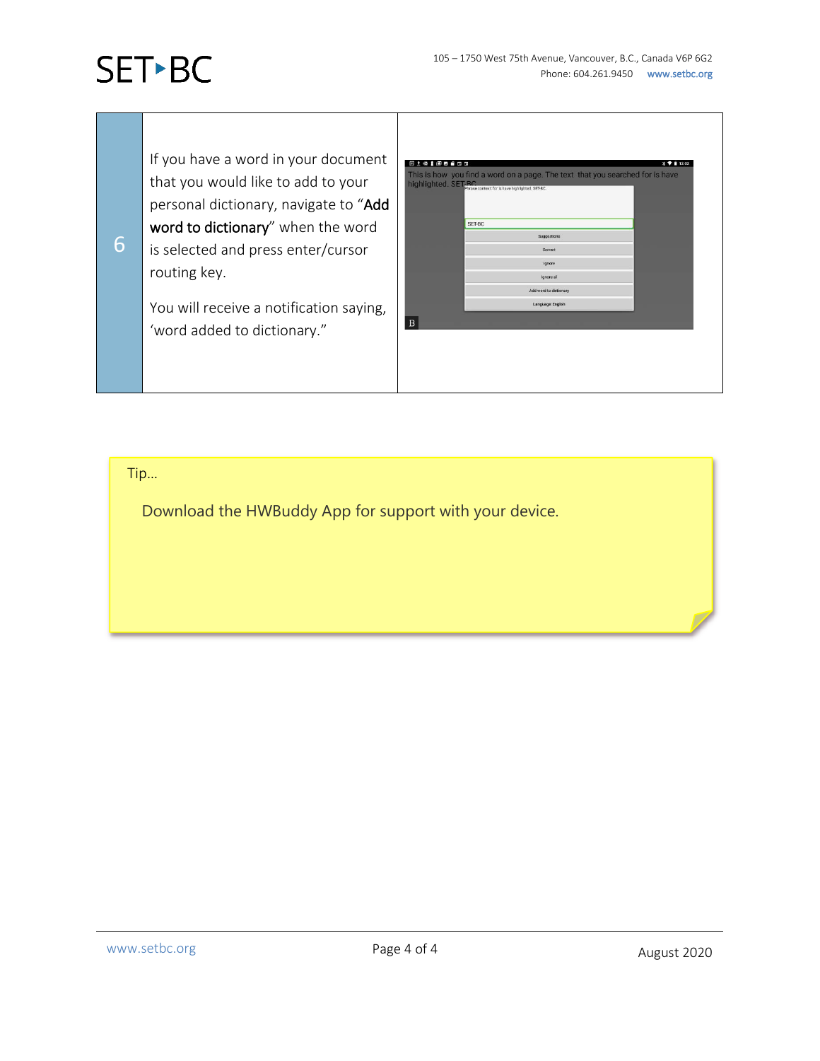| | | |
|---|---|---|
| 6 | If you have a word in your document that you would like to add to your personal dictionary, navigate to "**Add word to dictionary**" when the word is selected and press enter/cursor routing key.<br><br>You will receive a notification saying, 'word added to dictionary." | |

Tip…

Download the HWBuddy App for support with your device.